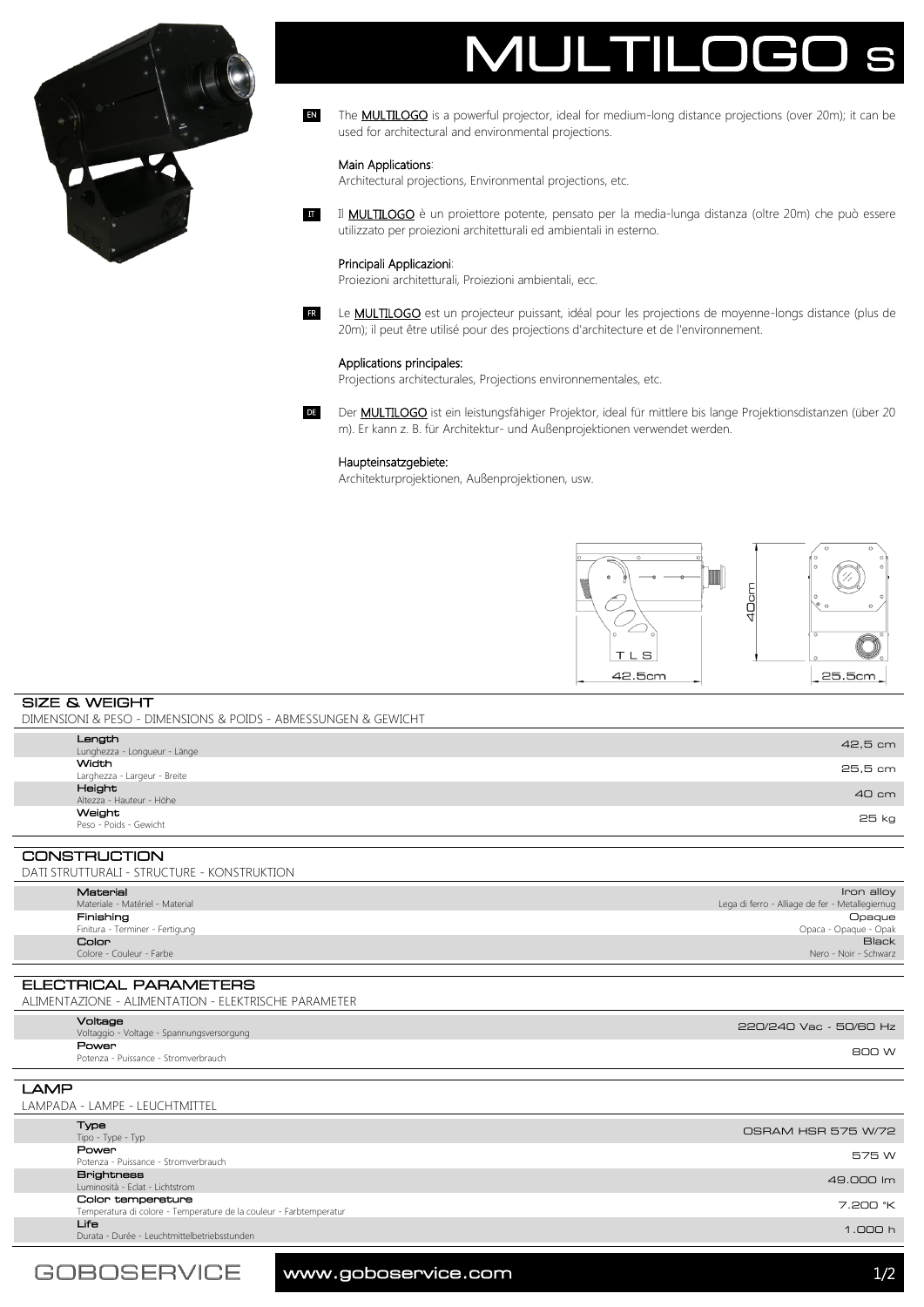# MULTILOGO S

**EN** The **MULTILOGO** is a powerful projector, ideal for medium-long distance projections (over 20m); it can be used for architectural and environmental projections.

Main Applications:
Architectural projections, Environmental projections, etc.

**IT** Il **MULTILOGO** è un proiettore potente, pensato per la media-lunga distanza (oltre 20m) che può essere utilizzato per proiezioni architetturali ed ambientali in esterno.

Principali Applicazioni:
Proiezioni architetturali, Proiezioni ambientali, ecc.

**FR** Le **MULTILOGO** est un projecteur puissant, idéal pour les projections de moyenne-longs distance (plus de 20m); il peut être utilisé pour des projections d'architecture et de l'environnement.

Applications principales:
Projections architecturales, Projections environnementales, etc.

**DE** Der **MULTILOGO** ist ein leistungsfähiger Projektor, ideal für mittlere bis lange Projektionsdistanzen (über 20 m). Er kann z. B. für Architektur- und Außenprojektionen verwendet werden.

Haupteinsatzgebiete:
Architekturprojektionen, Außenprojektionen, usw.

40cm
TLS
42.5cm
25.5cm

## SIZE & WEIGHT
DIMENSIONI & PESO - DIMENSIONS & POIDS - ABMESSUNGEN & GEWICHT

| | |
|---|---|
| **Length** Lunghezza - Longueur - Länge | 42,5 cm |
| **Width** Larghezza - Largeur - Breite | 25,5 cm |
| **Height** Altezza - Hauteur - Höhe | 40 cm |
| **Weight** Peso - Poids - Gewicht | 25 kg |

## CONSTRUCTION
DATI STRUTTURALI - STRUCTURE - KONSTRUKTION

| | |
|---|---|
| **Material** Materiale - Matériel - Material | Iron alloy Lega di ferro - Alliage de fer - Metallegiernug |
| **Finishing** Finitura - Terminer - Fertigung | Opaque Opaca - Opaque - Opak |
| **Color** Colore - Couleur - Farbe | Black Nero - Noir - Schwarz |

## ELECTRICAL PARAMETERS
ALIMENTAZIONE - ALIMENTATION - ELEKTRISCHE PARAMETER

| | |
|---|---|
| **Voltage** Voltaggio - Voltage - Spannungsversorgung | 220/240 Vac - 50/60 Hz |
| **Power** Potenza - Puissance - Stromverbrauch | 800 W |

## LAMP
LAMPADA - LAMPE - LEUCHTMITTEL

| | |
|---|---|
| **Type** Tipo - Type - Typ | OSRAM HSR 575 W/72 |
| **Power** Potenza - Puissance - Stromverbrauch | 575 W |
| **Brightness** Luminosità - Eclat - Lichtstrom | 49.000 lm |
| **Color temperature** Temperatura di colore - Temperature de la couleur - Farbtemperatur | 7.200 °K |
| **Life** Durata - Durée - Leuchtmittelbetriebsstunden | 1.000 h |

GOBOSERVICE www.goboservice.com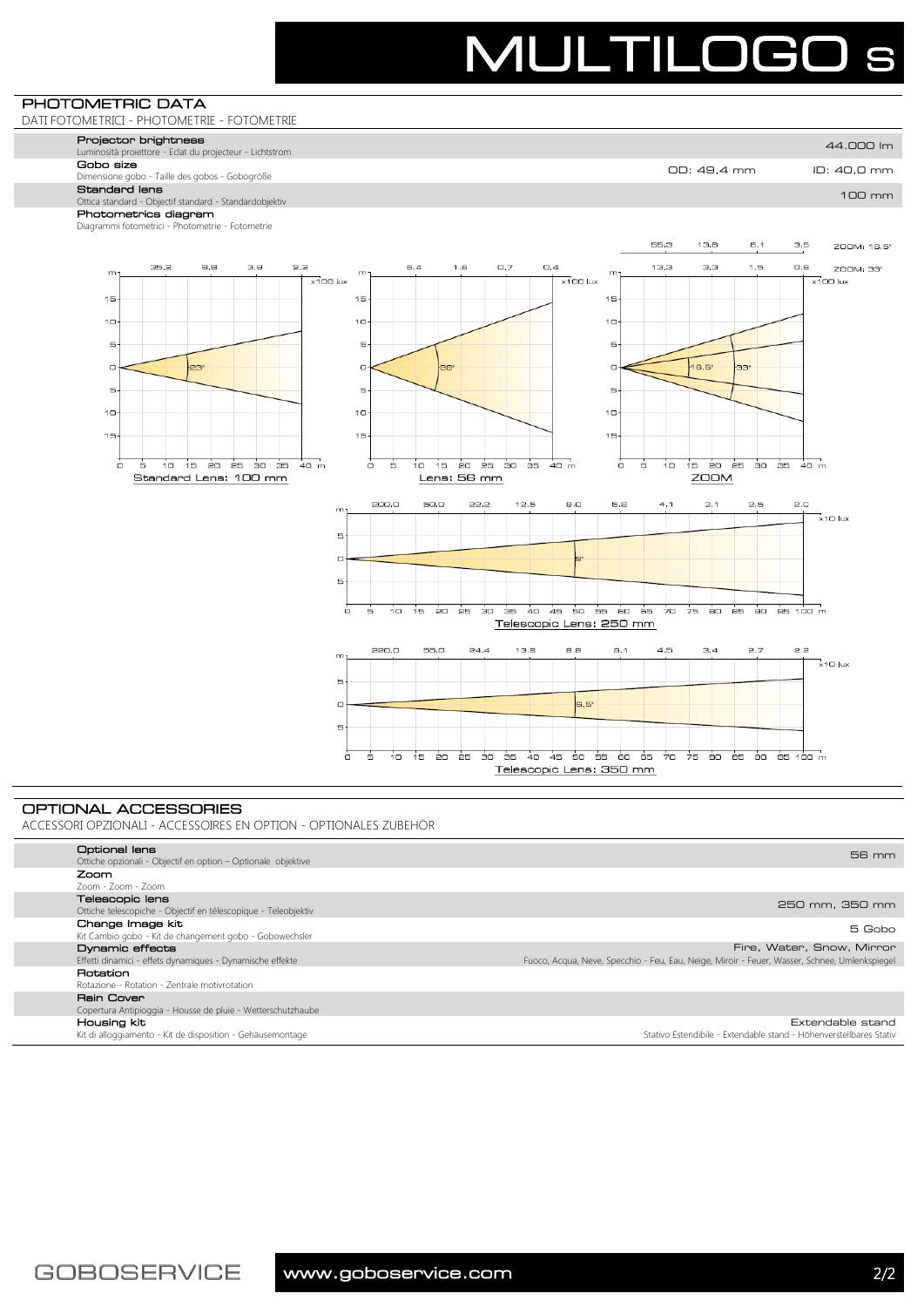# MULTILOGO S

## PHOTOMETRIC DATA

DATI FOTOMETRICI - PHOTOMETRIE - FOTOMETRIE

| | | |
|---|---|---|
| **Projector brightness**<br>Luminosità proiettore - Eclat du projecteur - Lichtstrom | | 44.000 lm |
| **Gobo size**<br>Dimensione gobo - Taille des gobos - Gobogröße | OD: 49,4 mm | ID: 40,0 mm |
| **Standard lens**<br>Ottica standard - Objectif standard - Standardobjektiv | | 100 mm |

**Photometrics diagram**
Diagrammi fotometrici - Photometrie - Fotometrie

m
35,2 8,8 3,9 2,2
x100 lux
23°
0 5 10 15 20 25 30 35 40 m
Standard Lens: 100 mm

m
6,4 1,6 0,7 0,4
x100 lux
38°
0 5 10 15 20 25 30 35 40 m
Lens: 56 mm

55,3 13,8 6,1 3,5 ZOOM: 16,5°
m
13,3 3,3 1,5 0,8 ZOOM: 33°
x100 lux
16,5° 33°
0 5 10 15 20 25 30 35 40 m
ZOOM

m
200,0 50,0 22,2 12,5 8,0 5,6 4,1 3,1 2,5 2,0
x10 lux
9°
0 5 10 15 20 25 30 35 40 45 50 55 60 65 70 75 80 85 90 95 100 m
Telescopic Lens: 250 mm

m
220,0 55,0 24,4 13,8 8,8 6,1 4,5 3,4 2,7 2,2
x10 lux
6,5°
0 5 10 15 20 25 30 35 40 45 50 55 60 65 70 75 80 85 90 95 100 m
Telescopic Lens: 350 mm

## OPTIONAL ACCESSORIES

ACCESSORI OPZIONALI - ACCESSOIRES EN OPTION - OPTIONALES ZUBEHÖR

| | |
|---|---|
| **Optional lens**<br>Ottiche opzionali - Objectif en option – Optionale objektive | 56 mm |
| **Zoom**<br>Zoom - Zoom - Zoom | |
| **Telescopic lens**<br>Ottiche telescopiche - Objectif en télescopique - Teleobjektiv | 250 mm, 350 mm |
| **Change Image kit**<br>Kit Cambio gobo - Kit de changement gobo - Gobowechsler | 5 Gobo |
| **Dynamic effects**<br>Effetti dinamici - effets dynamiques - Dynamische effekte | Fire, Water, Snow, Mirror<br>Fuoco, Acqua, Neve, Specchio - Feu, Eau, Neige, Miroir - Feuer, Wasser, Schnee, Umlenkspiegel |
| **Rotation**<br>Rotazione - Rotation - Zentrale motivrotation | |
| **Rain Cover**<br>Copertura Antipioggia - Housse de pluie - Wetterschutzhaube | |
| **Housing kit**<br>Kit di alloggiamento - Kit de disposition - Gehäusemontage | Extendable stand<br>Stativo Estendibile - Extendable stand - Höhenverstellbares Stativ |

GOBOSERVICE www.goboservice.com